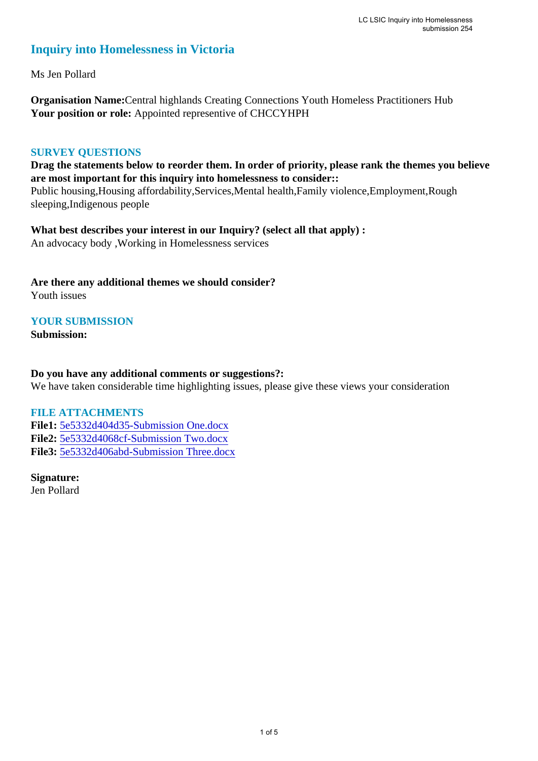# Inquiry into Homelessness in Victoria

Ms Jen Pollard

**Organisation Name:**Central highlands Creating Connections Youth Homeless Practitioners Hub
**Your position or role:** Appointed representive of CHCCYHPH

## SURVEY QUESTIONS

**Drag the statements below to reorder them. In order of priority, please rank the themes you believe are most important for this inquiry into homelessness to consider::**
Public housing,Housing affordability,Services,Mental health,Family violence,Employment,Rough sleeping,Indigenous people

**What best describes your interest in our Inquiry? (select all that apply) :**
An advocacy body ,Working in Homelessness services

**Are there any additional themes we should consider?**
Youth issues

## YOUR SUBMISSION

**Submission:**

**Do you have any additional comments or suggestions?:**
We have taken considerable time highlighting issues, please give these views your consideration

## FILE ATTACHMENTS

**File1:** 5e5332d404d35-Submission One.docx
**File2:** 5e5332d4068cf-Submission Two.docx
**File3:** 5e5332d406abd-Submission Three.docx

**Signature:**
Jen Pollard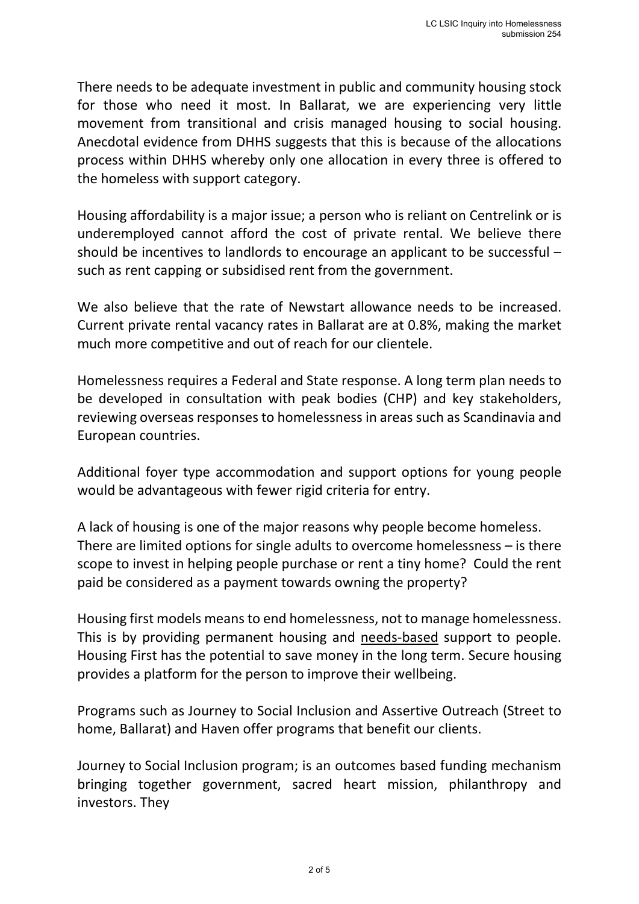There needs to be adequate investment in public and community housing stock for those who need it most. In Ballarat, we are experiencing very little movement from transitional and crisis managed housing to social housing. Anecdotal evidence from DHHS suggests that this is because of the allocations process within DHHS whereby only one allocation in every three is offered to the homeless with support category.

Housing affordability is a major issue; a person who is reliant on Centrelink or is underemployed cannot afford the cost of private rental. We believe there should be incentives to landlords to encourage an applicant to be successful – such as rent capping or subsidised rent from the government.

We also believe that the rate of Newstart allowance needs to be increased. Current private rental vacancy rates in Ballarat are at 0.8%, making the market much more competitive and out of reach for our clientele.

Homelessness requires a Federal and State response. A long term plan needs to be developed in consultation with peak bodies (CHP) and key stakeholders, reviewing overseas responses to homelessness in areas such as Scandinavia and European countries.

Additional foyer type accommodation and support options for young people would be advantageous with fewer rigid criteria for entry.

A lack of housing is one of the major reasons why people become homeless. There are limited options for single adults to overcome homelessness – is there scope to invest in helping people purchase or rent a tiny home? Could the rent paid be considered as a payment towards owning the property?

Housing first models means to end homelessness, not to manage homelessness. This is by providing permanent housing and <u>needs-based</u> support to people. Housing First has the potential to save money in the long term. Secure housing provides a platform for the person to improve their wellbeing.

Programs such as Journey to Social Inclusion and Assertive Outreach (Street to home, Ballarat) and Haven offer programs that benefit our clients.

Journey to Social Inclusion program; is an outcomes based funding mechanism bringing together government, sacred heart mission, philanthropy and investors. They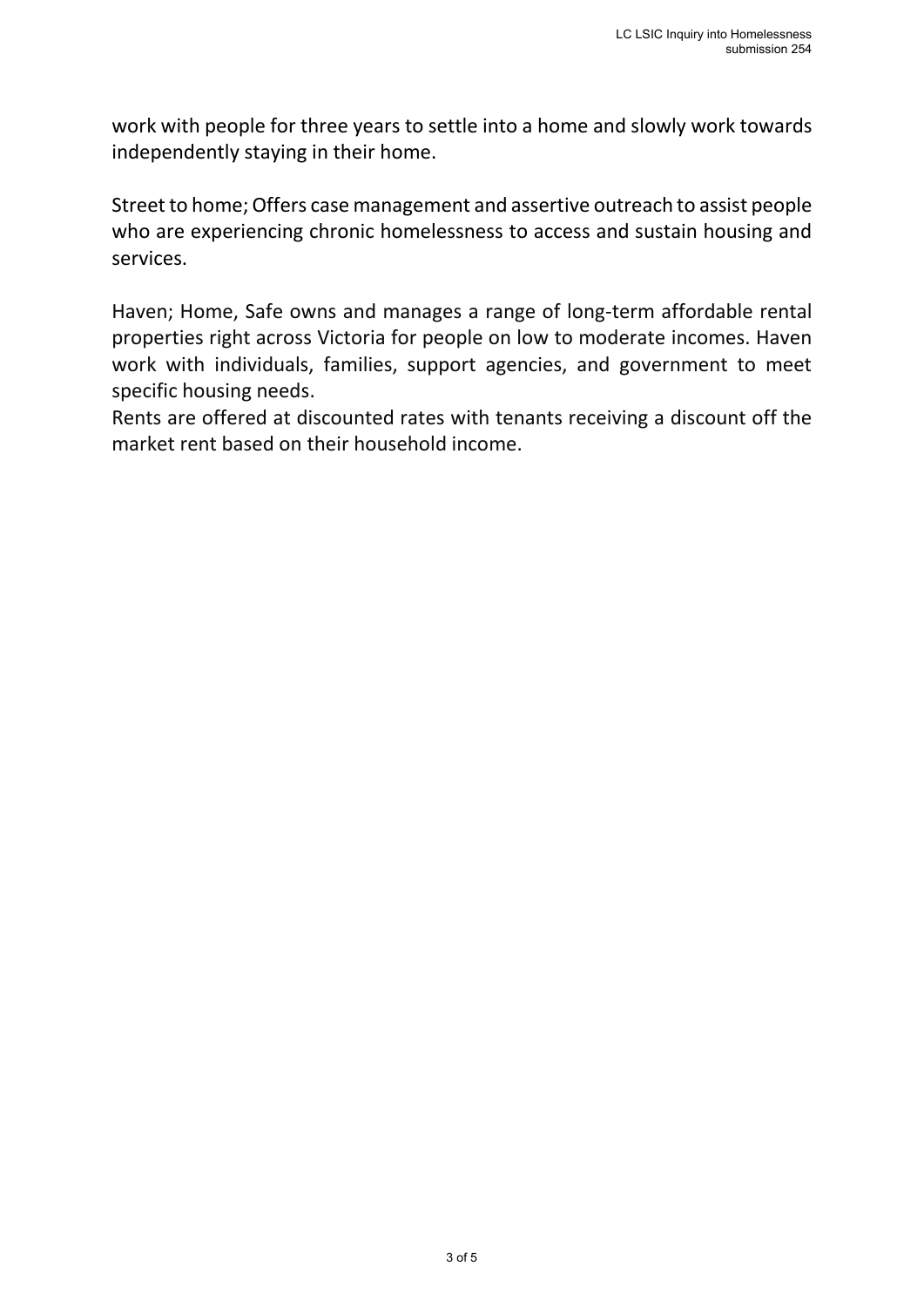work with people for three years to settle into a home and slowly work towards independently staying in their home.

Street to home; Offers case management and assertive outreach to assist people who are experiencing chronic homelessness to access and sustain housing and services.

Haven; Home, Safe owns and manages a range of long-term affordable rental properties right across Victoria for people on low to moderate incomes. Haven work with individuals, families, support agencies, and government to meet specific housing needs.
Rents are offered at discounted rates with tenants receiving a discount off the market rent based on their household income.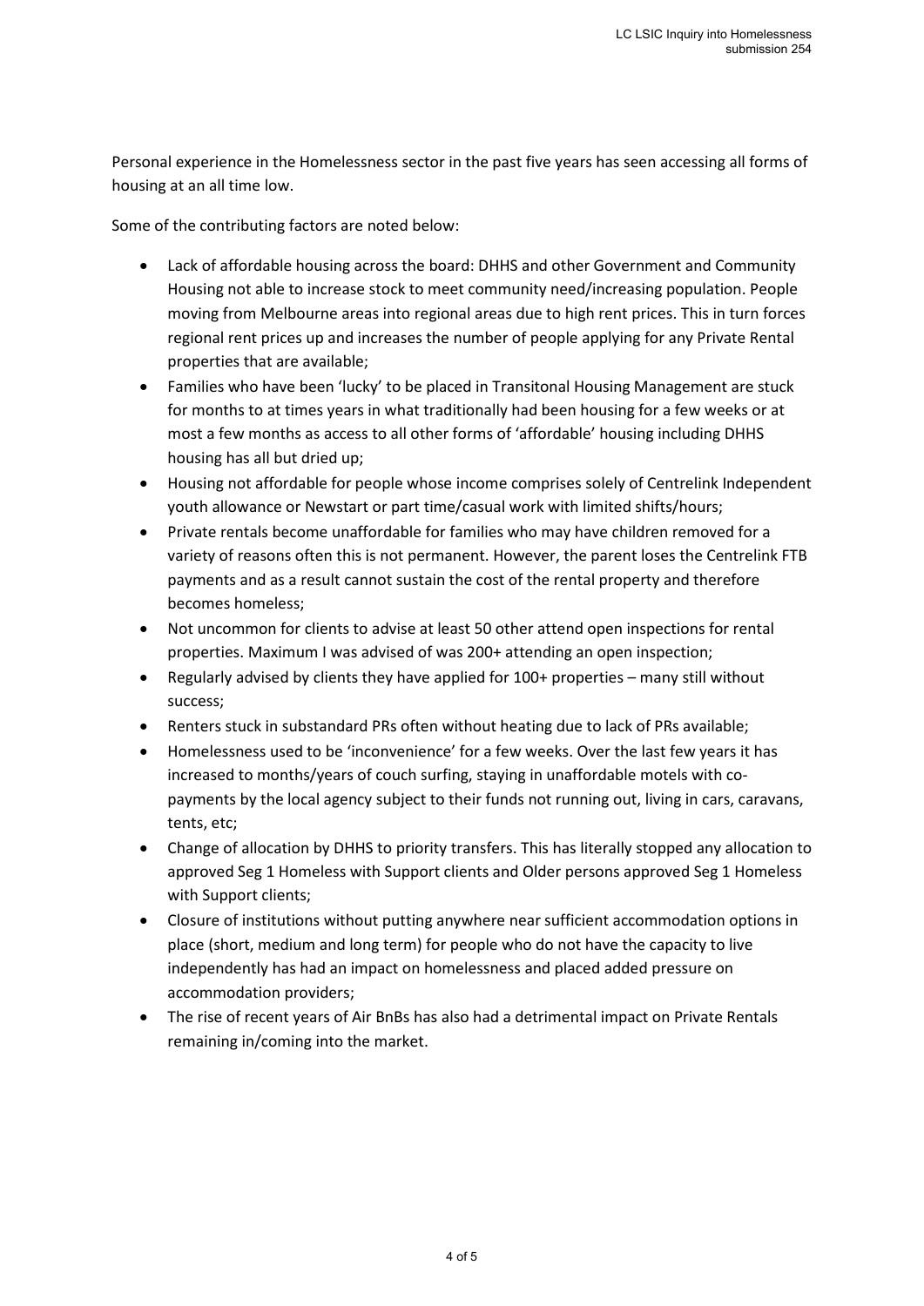Personal experience in the Homelessness sector in the past five years has seen accessing all forms of housing at an all time low.

Some of the contributing factors are noted below:

- Lack of affordable housing across the board: DHHS and other Government and Community Housing not able to increase stock to meet community need/increasing population. People moving from Melbourne areas into regional areas due to high rent prices. This in turn forces regional rent prices up and increases the number of people applying for any Private Rental properties that are available;
- Families who have been 'lucky' to be placed in Transitonal Housing Management are stuck for months to at times years in what traditionally had been housing for a few weeks or at most a few months as access to all other forms of 'affordable' housing including DHHS housing has all but dried up;
- Housing not affordable for people whose income comprises solely of Centrelink Independent youth allowance or Newstart or part time/casual work with limited shifts/hours;
- Private rentals become unaffordable for families who may have children removed for a variety of reasons often this is not permanent. However, the parent loses the Centrelink FTB payments and as a result cannot sustain the cost of the rental property and therefore becomes homeless;
- Not uncommon for clients to advise at least 50 other attend open inspections for rental properties. Maximum I was advised of was 200+ attending an open inspection;
- Regularly advised by clients they have applied for 100+ properties – many still without success;
- Renters stuck in substandard PRs often without heating due to lack of PRs available;
- Homelessness used to be 'inconvenience' for a few weeks. Over the last few years it has increased to months/years of couch surfing, staying in unaffordable motels with co-payments by the local agency subject to their funds not running out, living in cars, caravans, tents, etc;
- Change of allocation by DHHS to priority transfers. This has literally stopped any allocation to approved Seg 1 Homeless with Support clients and Older persons approved Seg 1 Homeless with Support clients;
- Closure of institutions without putting anywhere near sufficient accommodation options in place (short, medium and long term) for people who do not have the capacity to live independently has had an impact on homelessness and placed added pressure on accommodation providers;
- The rise of recent years of Air BnBs has also had a detrimental impact on Private Rentals remaining in/coming into the market.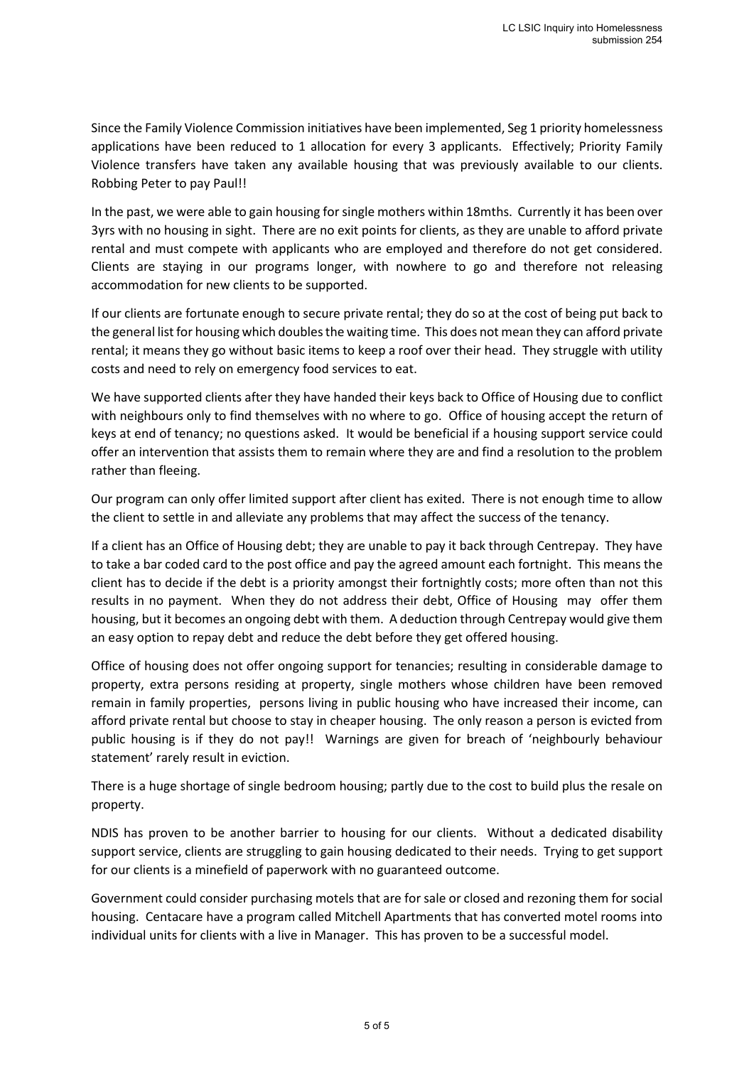Since the Family Violence Commission initiatives have been implemented, Seg 1 priority homelessness applications have been reduced to 1 allocation for every 3 applicants. Effectively; Priority Family Violence transfers have taken any available housing that was previously available to our clients. Robbing Peter to pay Paul!!

In the past, we were able to gain housing for single mothers within 18mths. Currently it has been over 3yrs with no housing in sight. There are no exit points for clients, as they are unable to afford private rental and must compete with applicants who are employed and therefore do not get considered. Clients are staying in our programs longer, with nowhere to go and therefore not releasing accommodation for new clients to be supported.

If our clients are fortunate enough to secure private rental; they do so at the cost of being put back to the general list for housing which doubles the waiting time. This does not mean they can afford private rental; it means they go without basic items to keep a roof over their head. They struggle with utility costs and need to rely on emergency food services to eat.

We have supported clients after they have handed their keys back to Office of Housing due to conflict with neighbours only to find themselves with no where to go. Office of housing accept the return of keys at end of tenancy; no questions asked. It would be beneficial if a housing support service could offer an intervention that assists them to remain where they are and find a resolution to the problem rather than fleeing.

Our program can only offer limited support after client has exited. There is not enough time to allow the client to settle in and alleviate any problems that may affect the success of the tenancy.

If a client has an Office of Housing debt; they are unable to pay it back through Centrepay. They have to take a bar coded card to the post office and pay the agreed amount each fortnight. This means the client has to decide if the debt is a priority amongst their fortnightly costs; more often than not this results in no payment. When they do not address their debt, Office of Housing may offer them housing, but it becomes an ongoing debt with them. A deduction through Centrepay would give them an easy option to repay debt and reduce the debt before they get offered housing.

Office of housing does not offer ongoing support for tenancies; resulting in considerable damage to property, extra persons residing at property, single mothers whose children have been removed remain in family properties, persons living in public housing who have increased their income, can afford private rental but choose to stay in cheaper housing. The only reason a person is evicted from public housing is if they do not pay!! Warnings are given for breach of 'neighbourly behaviour statement' rarely result in eviction.

There is a huge shortage of single bedroom housing; partly due to the cost to build plus the resale on property.

NDIS has proven to be another barrier to housing for our clients. Without a dedicated disability support service, clients are struggling to gain housing dedicated to their needs. Trying to get support for our clients is a minefield of paperwork with no guaranteed outcome.

Government could consider purchasing motels that are for sale or closed and rezoning them for social housing. Centacare have a program called Mitchell Apartments that has converted motel rooms into individual units for clients with a live in Manager. This has proven to be a successful model.